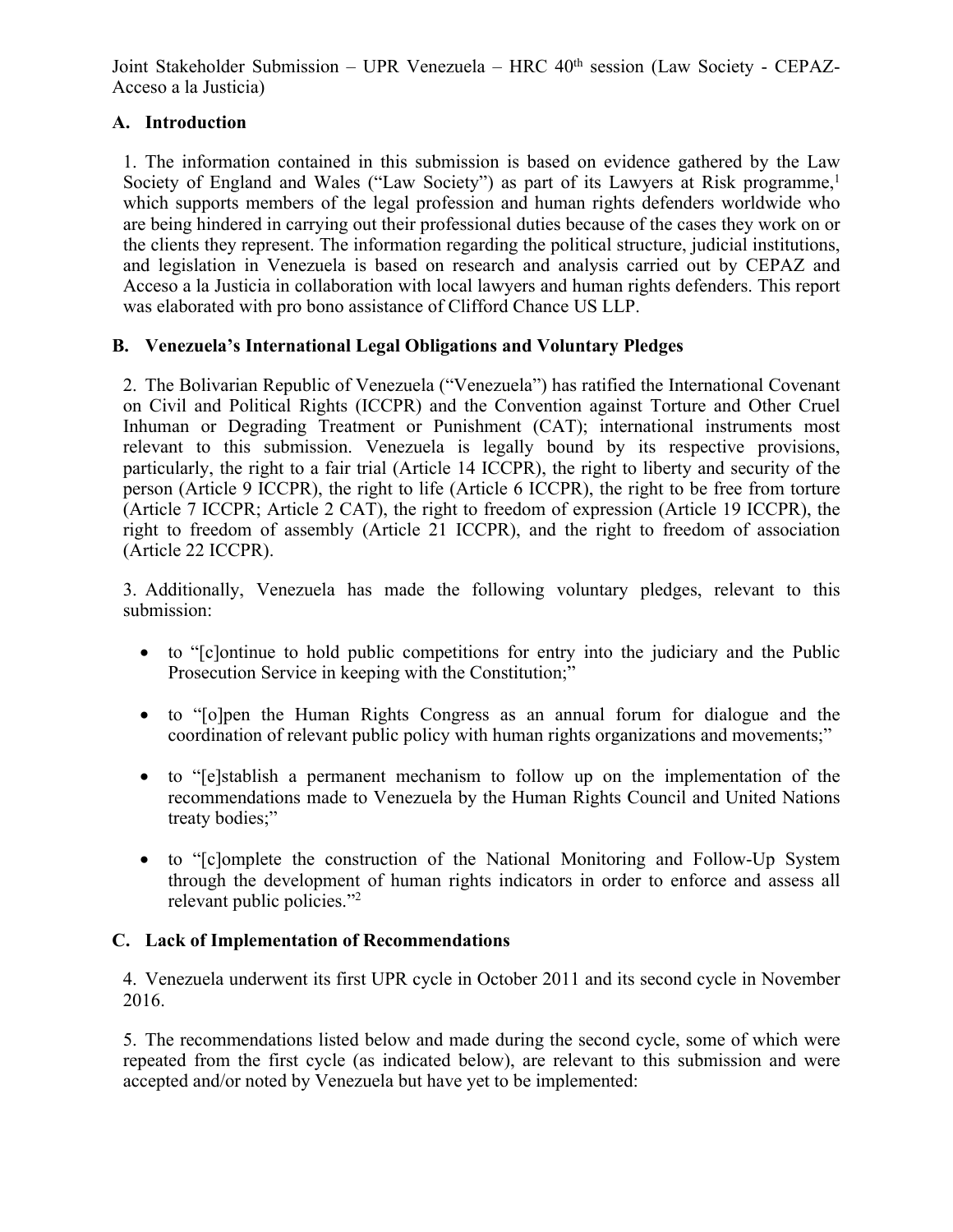Joint Stakeholder Submission – UPR Venezuela – HRC 40th session (Law Society - CEPAZ-Acceso a la Justicia)

## A. Introduction

1. The information contained in this submission is based on evidence gathered by the Law Society of England and Wales ("Law Society") as part of its Lawyers at Risk programme,[1] which supports members of the legal profession and human rights defenders worldwide who are being hindered in carrying out their professional duties because of the cases they work on or the clients they represent. The information regarding the political structure, judicial institutions, and legislation in Venezuela is based on research and analysis carried out by CEPAZ and Acceso a la Justicia in collaboration with local lawyers and human rights defenders. This report was elaborated with pro bono assistance of Clifford Chance US LLP.

## B. Venezuela's International Legal Obligations and Voluntary Pledges

2. The Bolivarian Republic of Venezuela ("Venezuela") has ratified the International Covenant on Civil and Political Rights (ICCPR) and the Convention against Torture and Other Cruel Inhuman or Degrading Treatment or Punishment (CAT); international instruments most relevant to this submission. Venezuela is legally bound by its respective provisions, particularly, the right to a fair trial (Article 14 ICCPR), the right to liberty and security of the person (Article 9 ICCPR), the right to life (Article 6 ICCPR), the right to be free from torture (Article 7 ICCPR; Article 2 CAT), the right to freedom of expression (Article 19 ICCPR), the right to freedom of assembly (Article 21 ICCPR), and the right to freedom of association (Article 22 ICCPR).

3. Additionally, Venezuela has made the following voluntary pledges, relevant to this submission:

- to "[c]ontinue to hold public competitions for entry into the judiciary and the Public Prosecution Service in keeping with the Constitution;"
- to "[o]pen the Human Rights Congress as an annual forum for dialogue and the coordination of relevant public policy with human rights organizations and movements;"
- to "[e]stablish a permanent mechanism to follow up on the implementation of the recommendations made to Venezuela by the Human Rights Council and United Nations treaty bodies;"
- to "[c]omplete the construction of the National Monitoring and Follow-Up System through the development of human rights indicators in order to enforce and assess all relevant public policies."[2]

## C. Lack of Implementation of Recommendations

4. Venezuela underwent its first UPR cycle in October 2011 and its second cycle in November 2016.

5. The recommendations listed below and made during the second cycle, some of which were repeated from the first cycle (as indicated below), are relevant to this submission and were accepted and/or noted by Venezuela but have yet to be implemented: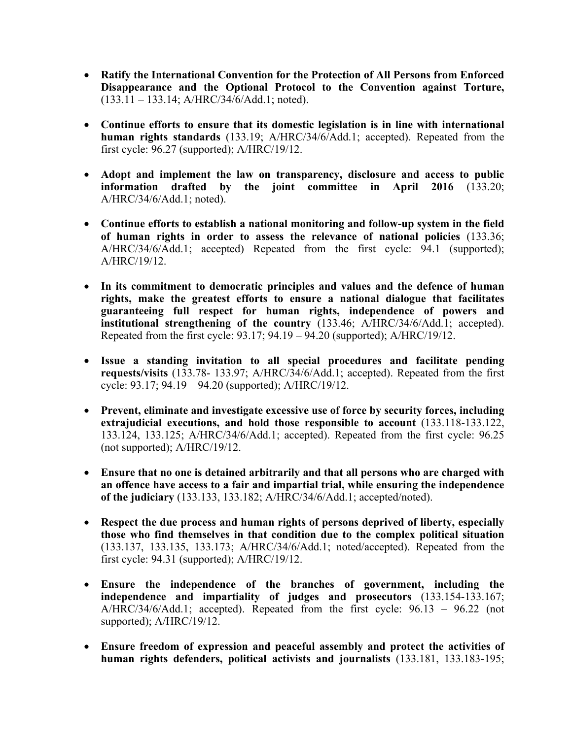- **Ratify the International Convention for the Protection of All Persons from Enforced Disappearance and the Optional Protocol to the Convention against Torture,** (133.11 – 133.14; A/HRC/34/6/Add.1; noted).

- **Continue efforts to ensure that its domestic legislation is in line with international human rights standards** (133.19; A/HRC/34/6/Add.1; accepted). Repeated from the first cycle: 96.27 (supported); A/HRC/19/12.

- **Adopt and implement the law on transparency, disclosure and access to public information drafted by the joint committee in April 2016** (133.20; A/HRC/34/6/Add.1; noted).

- **Continue efforts to establish a national monitoring and follow-up system in the field of human rights in order to assess the relevance of national policies** (133.36; A/HRC/34/6/Add.1; accepted) Repeated from the first cycle: 94.1 (supported); A/HRC/19/12.

- **In its commitment to democratic principles and values and the defence of human rights, make the greatest efforts to ensure a national dialogue that facilitates guaranteeing full respect for human rights, independence of powers and institutional strengthening of the country** (133.46; A/HRC/34/6/Add.1; accepted). Repeated from the first cycle: 93.17; 94.19 – 94.20 (supported); A/HRC/19/12.

- **Issue a standing invitation to all special procedures and facilitate pending requests/visits** (133.78- 133.97; A/HRC/34/6/Add.1; accepted). Repeated from the first cycle: 93.17; 94.19 – 94.20 (supported); A/HRC/19/12.

- **Prevent, eliminate and investigate excessive use of force by security forces, including extrajudicial executions, and hold those responsible to account** (133.118-133.122, 133.124, 133.125; A/HRC/34/6/Add.1; accepted). Repeated from the first cycle: 96.25 (not supported); A/HRC/19/12.

- **Ensure that no one is detained arbitrarily and that all persons who are charged with an offence have access to a fair and impartial trial, while ensuring the independence of the judiciary** (133.133, 133.182; A/HRC/34/6/Add.1; accepted/noted).

- **Respect the due process and human rights of persons deprived of liberty, especially those who find themselves in that condition due to the complex political situation** (133.137, 133.135, 133.173; A/HRC/34/6/Add.1; noted/accepted). Repeated from the first cycle: 94.31 (supported); A/HRC/19/12.

- **Ensure the independence of the branches of government, including the independence and impartiality of judges and prosecutors** (133.154-133.167; A/HRC/34/6/Add.1; accepted). Repeated from the first cycle: 96.13 – 96.22 (not supported); A/HRC/19/12.

- **Ensure freedom of expression and peaceful assembly and protect the activities of human rights defenders, political activists and journalists** (133.181, 133.183-195;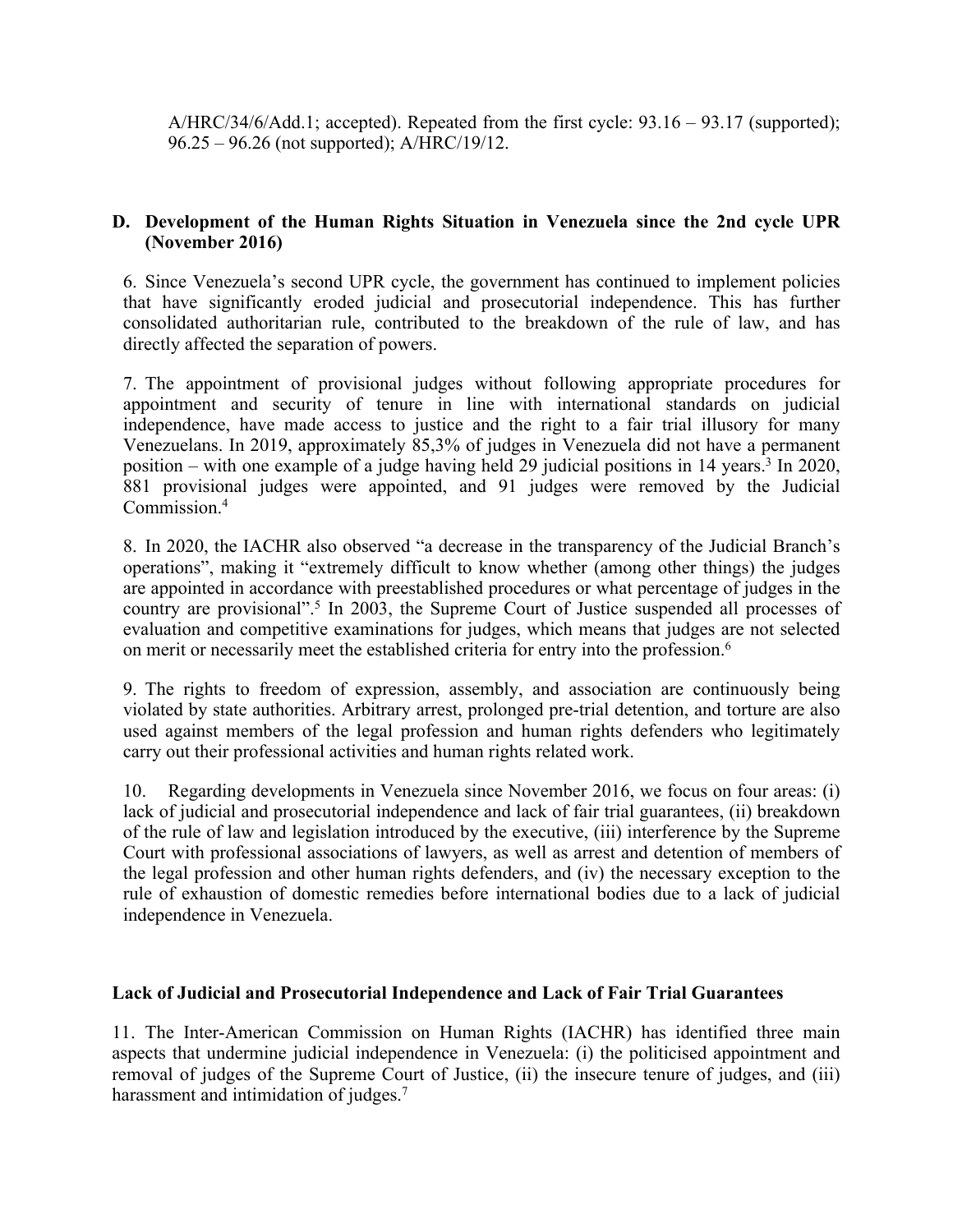A/HRC/34/6/Add.1; accepted). Repeated from the first cycle: 93.16 – 93.17 (supported); 96.25 – 96.26 (not supported); A/HRC/19/12.

## D. Development of the Human Rights Situation in Venezuela since the 2nd cycle UPR (November 2016)

6. Since Venezuela's second UPR cycle, the government has continued to implement policies that have significantly eroded judicial and prosecutorial independence. This has further consolidated authoritarian rule, contributed to the breakdown of the rule of law, and has directly affected the separation of powers.

7. The appointment of provisional judges without following appropriate procedures for appointment and security of tenure in line with international standards on judicial independence, have made access to justice and the right to a fair trial illusory for many Venezuelans. In 2019, approximately 85,3% of judges in Venezuela did not have a permanent position – with one example of a judge having held 29 judicial positions in 14 years.[3] In 2020, 881 provisional judges were appointed, and 91 judges were removed by the Judicial Commission.[4]

8. In 2020, the IACHR also observed "a decrease in the transparency of the Judicial Branch's operations", making it "extremely difficult to know whether (among other things) the judges are appointed in accordance with preestablished procedures or what percentage of judges in the country are provisional".[5] In 2003, the Supreme Court of Justice suspended all processes of evaluation and competitive examinations for judges, which means that judges are not selected on merit or necessarily meet the established criteria for entry into the profession.[6]

9. The rights to freedom of expression, assembly, and association are continuously being violated by state authorities. Arbitrary arrest, prolonged pre-trial detention, and torture are also used against members of the legal profession and human rights defenders who legitimately carry out their professional activities and human rights related work.

10. Regarding developments in Venezuela since November 2016, we focus on four areas: (i) lack of judicial and prosecutorial independence and lack of fair trial guarantees, (ii) breakdown of the rule of law and legislation introduced by the executive, (iii) interference by the Supreme Court with professional associations of lawyers, as well as arrest and detention of members of the legal profession and other human rights defenders, and (iv) the necessary exception to the rule of exhaustion of domestic remedies before international bodies due to a lack of judicial independence in Venezuela.

### Lack of Judicial and Prosecutorial Independence and Lack of Fair Trial Guarantees

11. The Inter-American Commission on Human Rights (IACHR) has identified three main aspects that undermine judicial independence in Venezuela: (i) the politicised appointment and removal of judges of the Supreme Court of Justice, (ii) the insecure tenure of judges, and (iii) harassment and intimidation of judges.[7]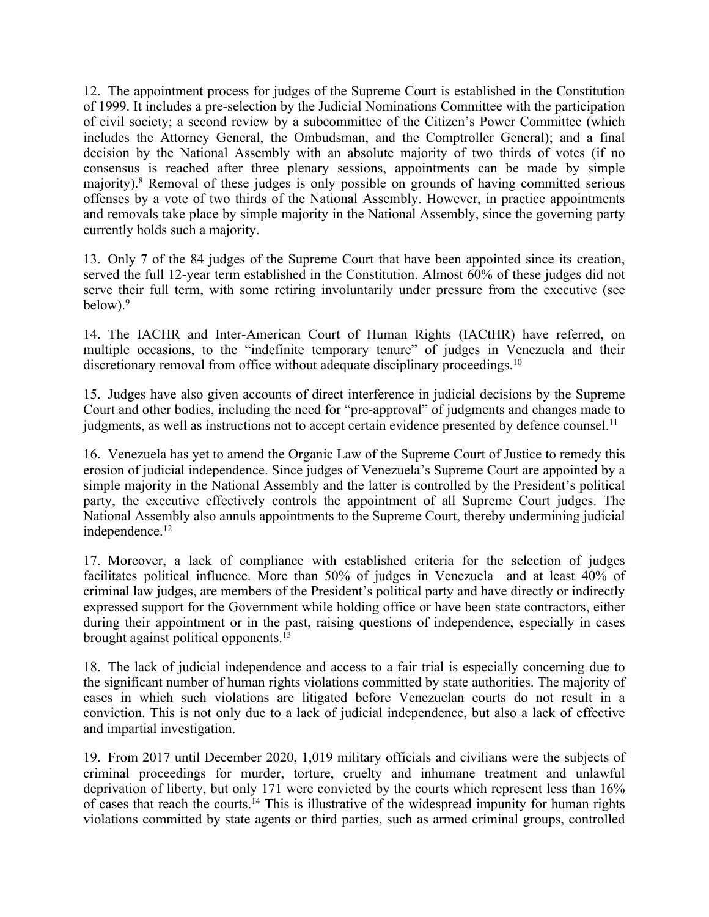12. The appointment process for judges of the Supreme Court is established in the Constitution of 1999. It includes a pre-selection by the Judicial Nominations Committee with the participation of civil society; a second review by a subcommittee of the Citizen's Power Committee (which includes the Attorney General, the Ombudsman, and the Comptroller General); and a final decision by the National Assembly with an absolute majority of two thirds of votes (if no consensus is reached after three plenary sessions, appointments can be made by simple majority).[8] Removal of these judges is only possible on grounds of having committed serious offenses by a vote of two thirds of the National Assembly. However, in practice appointments and removals take place by simple majority in the National Assembly, since the governing party currently holds such a majority.

13. Only 7 of the 84 judges of the Supreme Court that have been appointed since its creation, served the full 12-year term established in the Constitution. Almost 60% of these judges did not serve their full term, with some retiring involuntarily under pressure from the executive (see below).[9]

14. The IACHR and Inter-American Court of Human Rights (IACtHR) have referred, on multiple occasions, to the "indefinite temporary tenure" of judges in Venezuela and their discretionary removal from office without adequate disciplinary proceedings.[10]

15. Judges have also given accounts of direct interference in judicial decisions by the Supreme Court and other bodies, including the need for "pre-approval" of judgments and changes made to judgments, as well as instructions not to accept certain evidence presented by defence counsel.[11]

16. Venezuela has yet to amend the Organic Law of the Supreme Court of Justice to remedy this erosion of judicial independence. Since judges of Venezuela's Supreme Court are appointed by a simple majority in the National Assembly and the latter is controlled by the President's political party, the executive effectively controls the appointment of all Supreme Court judges. The National Assembly also annuls appointments to the Supreme Court, thereby undermining judicial independence.[12]

17. Moreover, a lack of compliance with established criteria for the selection of judges facilitates political influence. More than 50% of judges in Venezuela and at least 40% of criminal law judges, are members of the President's political party and have directly or indirectly expressed support for the Government while holding office or have been state contractors, either during their appointment or in the past, raising questions of independence, especially in cases brought against political opponents.[13]

18. The lack of judicial independence and access to a fair trial is especially concerning due to the significant number of human rights violations committed by state authorities. The majority of cases in which such violations are litigated before Venezuelan courts do not result in a conviction. This is not only due to a lack of judicial independence, but also a lack of effective and impartial investigation.

19. From 2017 until December 2020, 1,019 military officials and civilians were the subjects of criminal proceedings for murder, torture, cruelty and inhumane treatment and unlawful deprivation of liberty, but only 171 were convicted by the courts which represent less than 16% of cases that reach the courts.[14] This is illustrative of the widespread impunity for human rights violations committed by state agents or third parties, such as armed criminal groups, controlled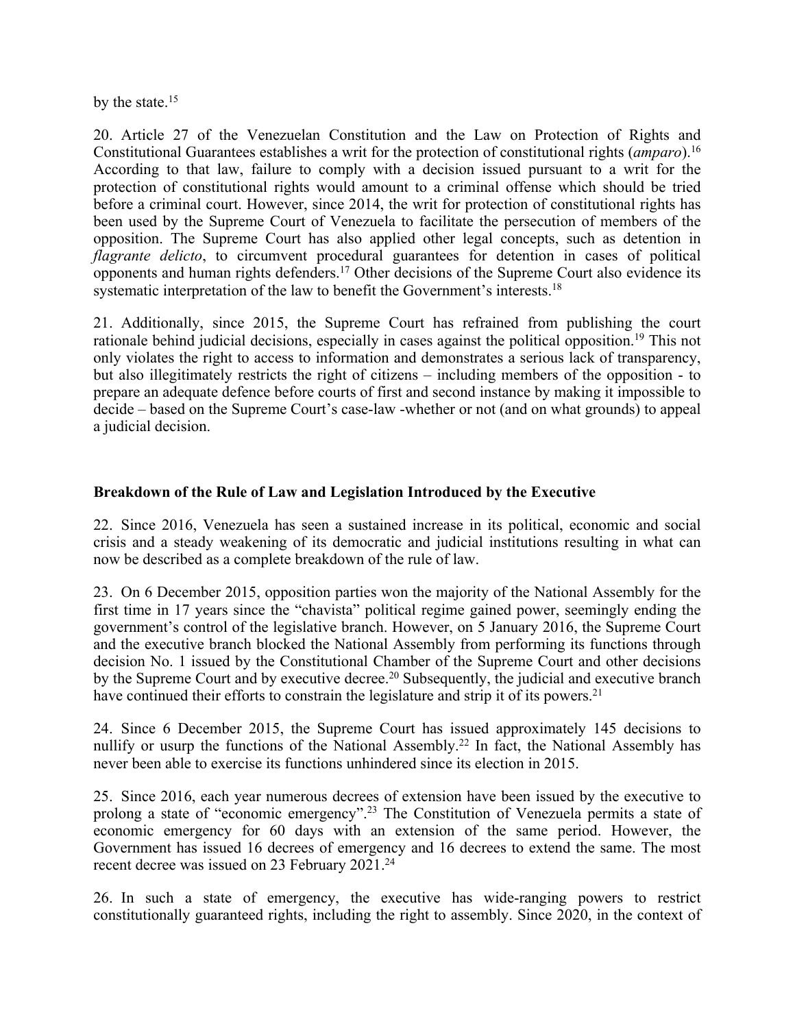by the state.[15]

20. Article 27 of the Venezuelan Constitution and the Law on Protection of Rights and Constitutional Guarantees establishes a writ for the protection of constitutional rights (*amparo*).[16] According to that law, failure to comply with a decision issued pursuant to a writ for the protection of constitutional rights would amount to a criminal offense which should be tried before a criminal court. However, since 2014, the writ for protection of constitutional rights has been used by the Supreme Court of Venezuela to facilitate the persecution of members of the opposition. The Supreme Court has also applied other legal concepts, such as detention in *flagrante delicto*, to circumvent procedural guarantees for detention in cases of political opponents and human rights defenders.[17] Other decisions of the Supreme Court also evidence its systematic interpretation of the law to benefit the Government's interests.[18]

21. Additionally, since 2015, the Supreme Court has refrained from publishing the court rationale behind judicial decisions, especially in cases against the political opposition.[19] This not only violates the right to access to information and demonstrates a serious lack of transparency, but also illegitimately restricts the right of citizens – including members of the opposition - to prepare an adequate defence before courts of first and second instance by making it impossible to decide – based on the Supreme Court's case-law -whether or not (and on what grounds) to appeal a judicial decision.

**Breakdown of the Rule of Law and Legislation Introduced by the Executive**

22. Since 2016, Venezuela has seen a sustained increase in its political, economic and social crisis and a steady weakening of its democratic and judicial institutions resulting in what can now be described as a complete breakdown of the rule of law.

23. On 6 December 2015, opposition parties won the majority of the National Assembly for the first time in 17 years since the "chavista" political regime gained power, seemingly ending the government's control of the legislative branch. However, on 5 January 2016, the Supreme Court and the executive branch blocked the National Assembly from performing its functions through decision No. 1 issued by the Constitutional Chamber of the Supreme Court and other decisions by the Supreme Court and by executive decree.[20] Subsequently, the judicial and executive branch have continued their efforts to constrain the legislature and strip it of its powers.[21]

24. Since 6 December 2015, the Supreme Court has issued approximately 145 decisions to nullify or usurp the functions of the National Assembly.[22] In fact, the National Assembly has never been able to exercise its functions unhindered since its election in 2015.

25. Since 2016, each year numerous decrees of extension have been issued by the executive to prolong a state of "economic emergency".[23] The Constitution of Venezuela permits a state of economic emergency for 60 days with an extension of the same period. However, the Government has issued 16 decrees of emergency and 16 decrees to extend the same. The most recent decree was issued on 23 February 2021.[24]

26. In such a state of emergency, the executive has wide-ranging powers to restrict constitutionally guaranteed rights, including the right to assembly. Since 2020, in the context of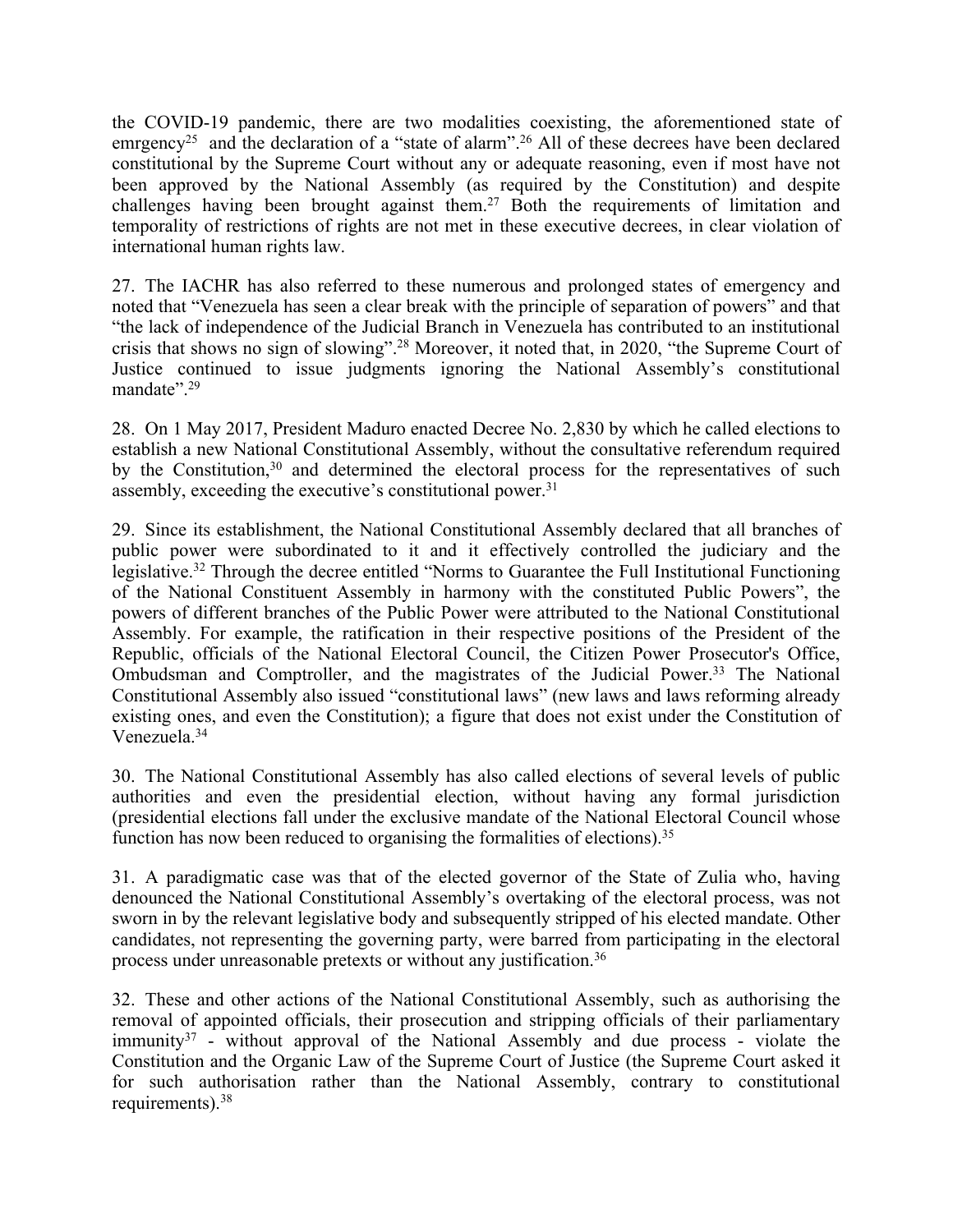the COVID-19 pandemic, there are two modalities coexisting, the aforementioned state of emrgency[25] and the declaration of a "state of alarm".[26] All of these decrees have been declared constitutional by the Supreme Court without any or adequate reasoning, even if most have not been approved by the National Assembly (as required by the Constitution) and despite challenges having been brought against them.[27] Both the requirements of limitation and temporality of restrictions of rights are not met in these executive decrees, in clear violation of international human rights law.

27. The IACHR has also referred to these numerous and prolonged states of emergency and noted that "Venezuela has seen a clear break with the principle of separation of powers" and that "the lack of independence of the Judicial Branch in Venezuela has contributed to an institutional crisis that shows no sign of slowing".[28] Moreover, it noted that, in 2020, "the Supreme Court of Justice continued to issue judgments ignoring the National Assembly's constitutional mandate".[29]

28. On 1 May 2017, President Maduro enacted Decree No. 2,830 by which he called elections to establish a new National Constitutional Assembly, without the consultative referendum required by the Constitution,[30] and determined the electoral process for the representatives of such assembly, exceeding the executive's constitutional power.[31]

29. Since its establishment, the National Constitutional Assembly declared that all branches of public power were subordinated to it and it effectively controlled the judiciary and the legislative.[32] Through the decree entitled "Norms to Guarantee the Full Institutional Functioning of the National Constituent Assembly in harmony with the constituted Public Powers", the powers of different branches of the Public Power were attributed to the National Constitutional Assembly. For example, the ratification in their respective positions of the President of the Republic, officials of the National Electoral Council, the Citizen Power Prosecutor's Office, Ombudsman and Comptroller, and the magistrates of the Judicial Power.[33] The National Constitutional Assembly also issued "constitutional laws" (new laws and laws reforming already existing ones, and even the Constitution); a figure that does not exist under the Constitution of Venezuela.[34]

30. The National Constitutional Assembly has also called elections of several levels of public authorities and even the presidential election, without having any formal jurisdiction (presidential elections fall under the exclusive mandate of the National Electoral Council whose function has now been reduced to organising the formalities of elections).[35]

31. A paradigmatic case was that of the elected governor of the State of Zulia who, having denounced the National Constitutional Assembly's overtaking of the electoral process, was not sworn in by the relevant legislative body and subsequently stripped of his elected mandate. Other candidates, not representing the governing party, were barred from participating in the electoral process under unreasonable pretexts or without any justification.[36]

32. These and other actions of the National Constitutional Assembly, such as authorising the removal of appointed officials, their prosecution and stripping officials of their parliamentary immunity[37] - without approval of the National Assembly and due process - violate the Constitution and the Organic Law of the Supreme Court of Justice (the Supreme Court asked it for such authorisation rather than the National Assembly, contrary to constitutional requirements).[38]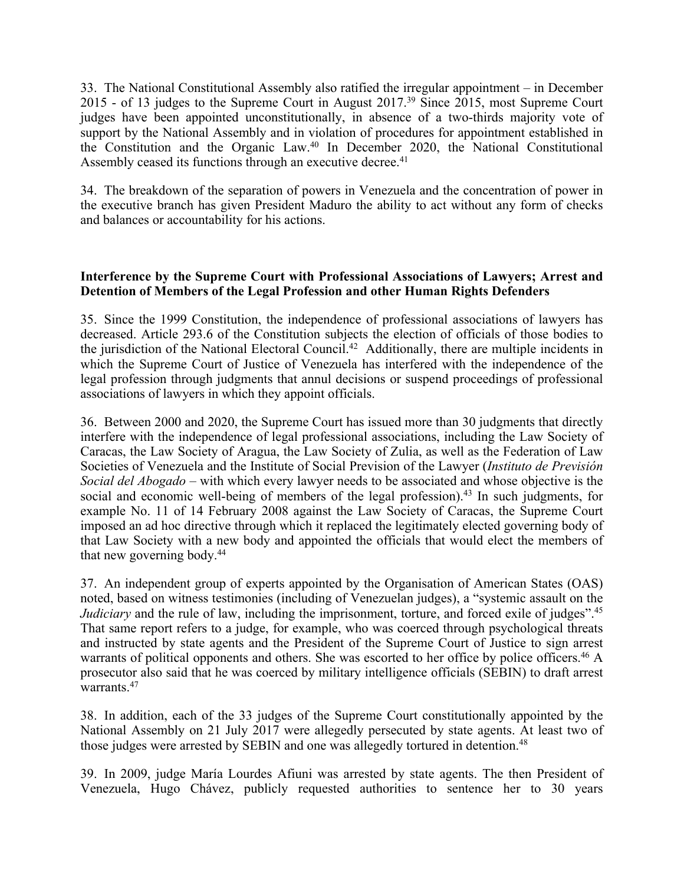33. The National Constitutional Assembly also ratified the irregular appointment – in December 2015 - of 13 judges to the Supreme Court in August 2017.[39] Since 2015, most Supreme Court judges have been appointed unconstitutionally, in absence of a two-thirds majority vote of support by the National Assembly and in violation of procedures for appointment established in the Constitution and the Organic Law.[40] In December 2020, the National Constitutional Assembly ceased its functions through an executive decree.[41]

34. The breakdown of the separation of powers in Venezuela and the concentration of power in the executive branch has given President Maduro the ability to act without any form of checks and balances or accountability for his actions.

**Interference by the Supreme Court with Professional Associations of Lawyers; Arrest and Detention of Members of the Legal Profession and other Human Rights Defenders**

35. Since the 1999 Constitution, the independence of professional associations of lawyers has decreased. Article 293.6 of the Constitution subjects the election of officials of those bodies to the jurisdiction of the National Electoral Council.[42] Additionally, there are multiple incidents in which the Supreme Court of Justice of Venezuela has interfered with the independence of the legal profession through judgments that annul decisions or suspend proceedings of professional associations of lawyers in which they appoint officials.

36. Between 2000 and 2020, the Supreme Court has issued more than 30 judgments that directly interfere with the independence of legal professional associations, including the Law Society of Caracas, the Law Society of Aragua, the Law Society of Zulia, as well as the Federation of Law Societies of Venezuela and the Institute of Social Prevision of the Lawyer (*Instituto de Previsión Social del Abogado* – with which every lawyer needs to be associated and whose objective is the social and economic well-being of members of the legal profession).[43] In such judgments, for example No. 11 of 14 February 2008 against the Law Society of Caracas, the Supreme Court imposed an ad hoc directive through which it replaced the legitimately elected governing body of that Law Society with a new body and appointed the officials that would elect the members of that new governing body.[44]

37. An independent group of experts appointed by the Organisation of American States (OAS) noted, based on witness testimonies (including of Venezuelan judges), a "systemic assault on the *Judiciary* and the rule of law, including the imprisonment, torture, and forced exile of judges".[45] That same report refers to a judge, for example, who was coerced through psychological threats and instructed by state agents and the President of the Supreme Court of Justice to sign arrest warrants of political opponents and others. She was escorted to her office by police officers.[46] A prosecutor also said that he was coerced by military intelligence officials (SEBIN) to draft arrest warrants.[47]

38. In addition, each of the 33 judges of the Supreme Court constitutionally appointed by the National Assembly on 21 July 2017 were allegedly persecuted by state agents. At least two of those judges were arrested by SEBIN and one was allegedly tortured in detention.[48]

39. In 2009, judge María Lourdes Afiuni was arrested by state agents. The then President of Venezuela, Hugo Chávez, publicly requested authorities to sentence her to 30 years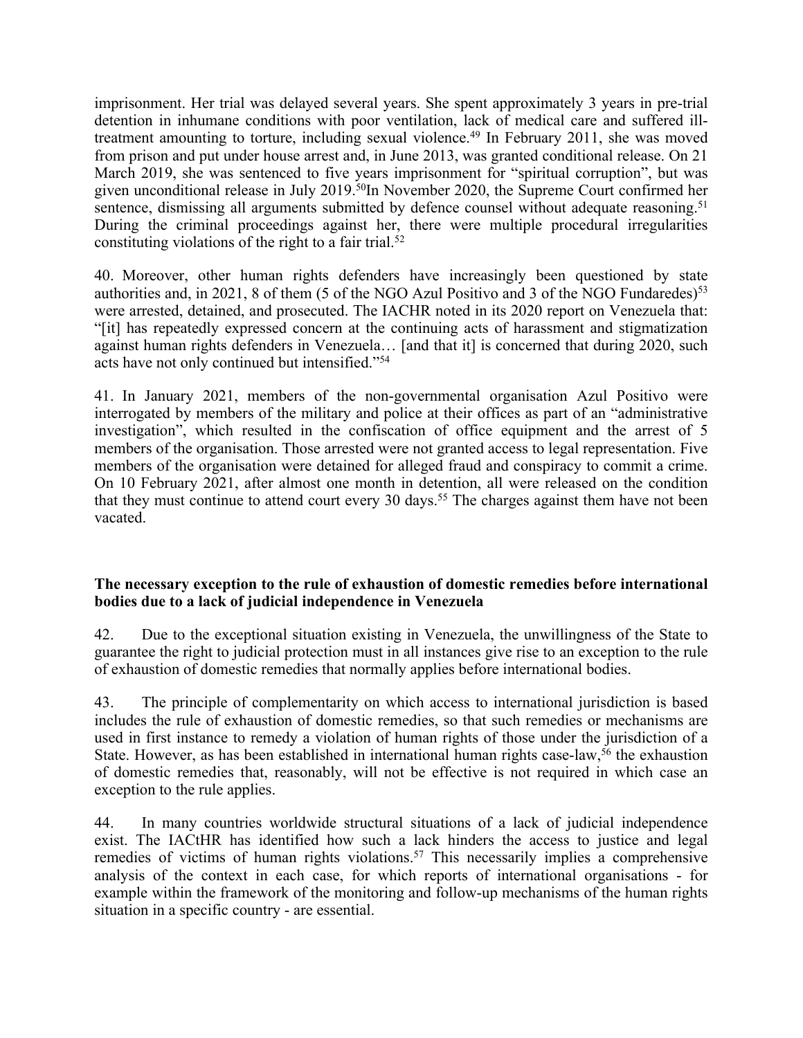imprisonment. Her trial was delayed several years. She spent approximately 3 years in pre-trial detention in inhumane conditions with poor ventilation, lack of medical care and suffered ill-treatment amounting to torture, including sexual violence.[49] In February 2011, she was moved from prison and put under house arrest and, in June 2013, was granted conditional release. On 21 March 2019, she was sentenced to five years imprisonment for "spiritual corruption", but was given unconditional release in July 2019.[50]In November 2020, the Supreme Court confirmed her sentence, dismissing all arguments submitted by defence counsel without adequate reasoning.[51] During the criminal proceedings against her, there were multiple procedural irregularities constituting violations of the right to a fair trial.[52]

40. Moreover, other human rights defenders have increasingly been questioned by state authorities and, in 2021, 8 of them (5 of the NGO Azul Positivo and 3 of the NGO Fundaredes)[53] were arrested, detained, and prosecuted. The IACHR noted in its 2020 report on Venezuela that: "[it] has repeatedly expressed concern at the continuing acts of harassment and stigmatization against human rights defenders in Venezuela… [and that it] is concerned that during 2020, such acts have not only continued but intensified."[54]

41. In January 2021, members of the non-governmental organisation Azul Positivo were interrogated by members of the military and police at their offices as part of an "administrative investigation", which resulted in the confiscation of office equipment and the arrest of 5 members of the organisation. Those arrested were not granted access to legal representation. Five members of the organisation were detained for alleged fraud and conspiracy to commit a crime. On 10 February 2021, after almost one month in detention, all were released on the condition that they must continue to attend court every 30 days.[55] The charges against them have not been vacated.

**The necessary exception to the rule of exhaustion of domestic remedies before international bodies due to a lack of judicial independence in Venezuela**

42. Due to the exceptional situation existing in Venezuela, the unwillingness of the State to guarantee the right to judicial protection must in all instances give rise to an exception to the rule of exhaustion of domestic remedies that normally applies before international bodies.

43. The principle of complementarity on which access to international jurisdiction is based includes the rule of exhaustion of domestic remedies, so that such remedies or mechanisms are used in first instance to remedy a violation of human rights of those under the jurisdiction of a State. However, as has been established in international human rights case-law,[56] the exhaustion of domestic remedies that, reasonably, will not be effective is not required in which case an exception to the rule applies.

44. In many countries worldwide structural situations of a lack of judicial independence exist. The IACtHR has identified how such a lack hinders the access to justice and legal remedies of victims of human rights violations.[57] This necessarily implies a comprehensive analysis of the context in each case, for which reports of international organisations - for example within the framework of the monitoring and follow-up mechanisms of the human rights situation in a specific country - are essential.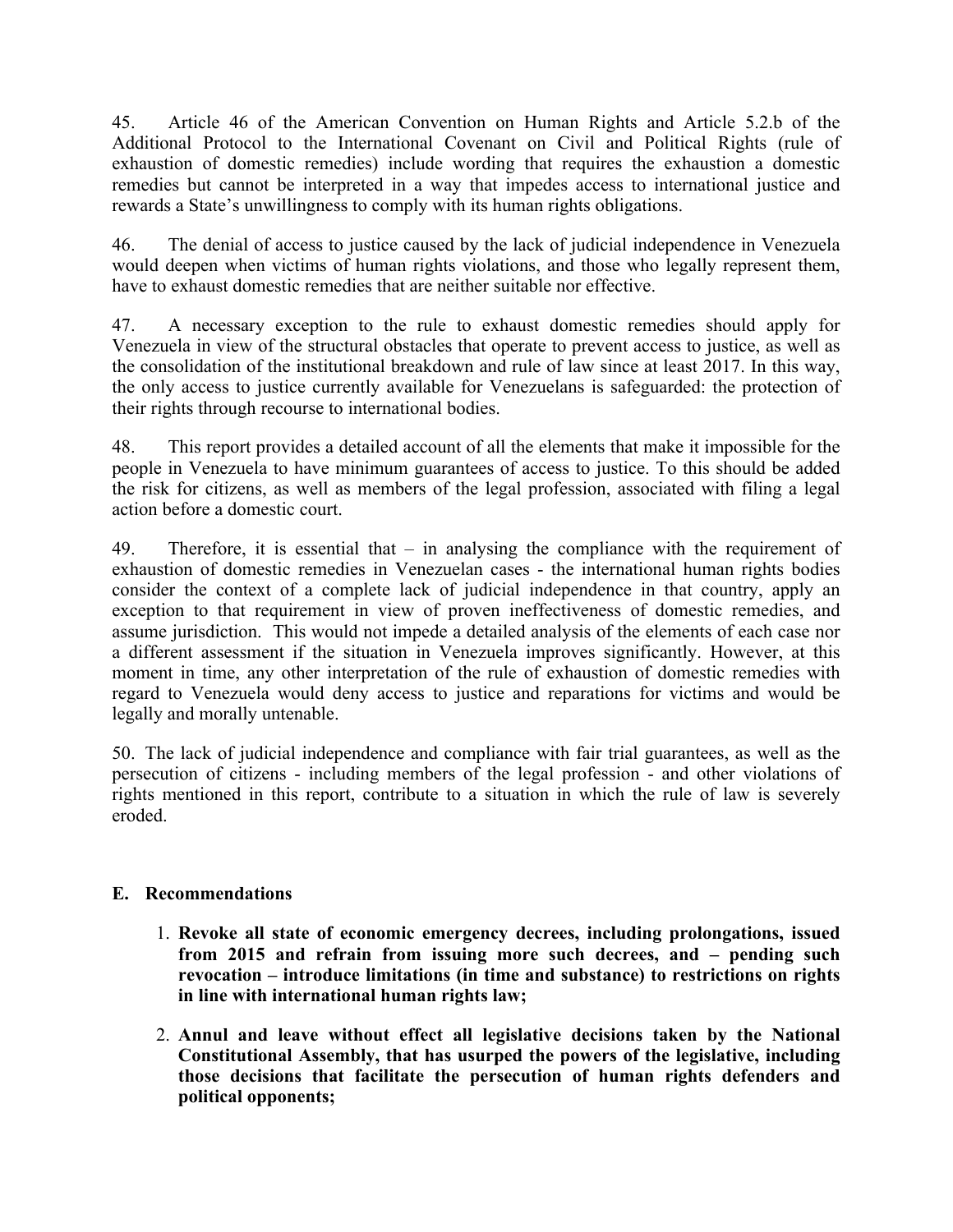45. Article 46 of the American Convention on Human Rights and Article 5.2.b of the Additional Protocol to the International Covenant on Civil and Political Rights (rule of exhaustion of domestic remedies) include wording that requires the exhaustion a domestic remedies but cannot be interpreted in a way that impedes access to international justice and rewards a State's unwillingness to comply with its human rights obligations.

46. The denial of access to justice caused by the lack of judicial independence in Venezuela would deepen when victims of human rights violations, and those who legally represent them, have to exhaust domestic remedies that are neither suitable nor effective.

47. A necessary exception to the rule to exhaust domestic remedies should apply for Venezuela in view of the structural obstacles that operate to prevent access to justice, as well as the consolidation of the institutional breakdown and rule of law since at least 2017. In this way, the only access to justice currently available for Venezuelans is safeguarded: the protection of their rights through recourse to international bodies.

48. This report provides a detailed account of all the elements that make it impossible for the people in Venezuela to have minimum guarantees of access to justice. To this should be added the risk for citizens, as well as members of the legal profession, associated with filing a legal action before a domestic court.

49. Therefore, it is essential that – in analysing the compliance with the requirement of exhaustion of domestic remedies in Venezuelan cases - the international human rights bodies consider the context of a complete lack of judicial independence in that country, apply an exception to that requirement in view of proven ineffectiveness of domestic remedies, and assume jurisdiction. This would not impede a detailed analysis of the elements of each case nor a different assessment if the situation in Venezuela improves significantly. However, at this moment in time, any other interpretation of the rule of exhaustion of domestic remedies with regard to Venezuela would deny access to justice and reparations for victims and would be legally and morally untenable.

50. The lack of judicial independence and compliance with fair trial guarantees, as well as the persecution of citizens - including members of the legal profession - and other violations of rights mentioned in this report, contribute to a situation in which the rule of law is severely eroded.

## E. Recommendations

1. **Revoke all state of economic emergency decrees, including prolongations, issued from 2015 and refrain from issuing more such decrees, and – pending such revocation – introduce limitations (in time and substance) to restrictions on rights in line with international human rights law;**

2. **Annul and leave without effect all legislative decisions taken by the National Constitutional Assembly, that has usurped the powers of the legislative, including those decisions that facilitate the persecution of human rights defenders and political opponents;**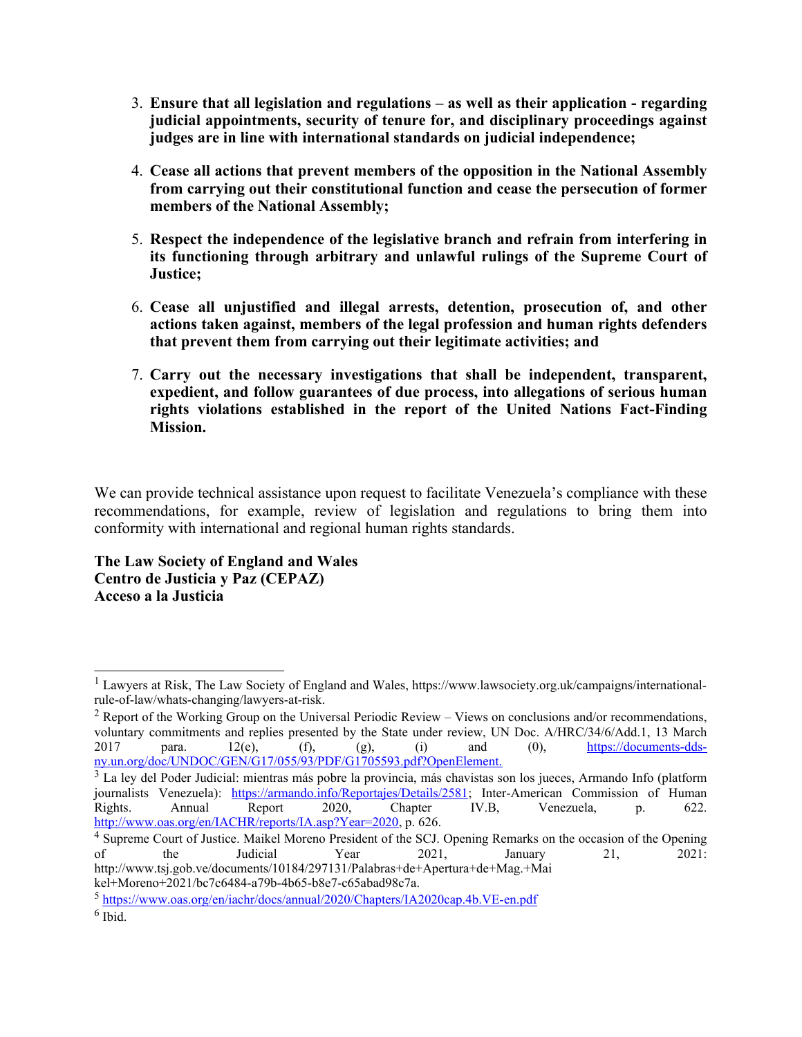3. **Ensure that all legislation and regulations – as well as their application - regarding judicial appointments, security of tenure for, and disciplinary proceedings against judges are in line with international standards on judicial independence;**

4. **Cease all actions that prevent members of the opposition in the National Assembly from carrying out their constitutional function and cease the persecution of former members of the National Assembly;**

5. **Respect the independence of the legislative branch and refrain from interfering in its functioning through arbitrary and unlawful rulings of the Supreme Court of Justice;**

6. **Cease all unjustified and illegal arrests, detention, prosecution of, and other actions taken against, members of the legal profession and human rights defenders that prevent them from carrying out their legitimate activities; and**

7. **Carry out the necessary investigations that shall be independent, transparent, expedient, and follow guarantees of due process, into allegations of serious human rights violations established in the report of the United Nations Fact-Finding Mission.**

We can provide technical assistance upon request to facilitate Venezuela's compliance with these recommendations, for example, review of legislation and regulations to bring them into conformity with international and regional human rights standards.

**The Law Society of England and Wales**
**Centro de Justicia y Paz (CEPAZ)**
**Acceso a la Justicia**

---

[1] Lawyers at Risk, The Law Society of England and Wales, https://www.lawsociety.org.uk/campaigns/international-rule-of-law/whats-changing/lawyers-at-risk.

[2] Report of the Working Group on the Universal Periodic Review – Views on conclusions and/or recommendations, voluntary commitments and replies presented by the State under review, UN Doc. A/HRC/34/6/Add.1, 13 March 2017 para. 12(e), (f), (g), (i) and (0), https://documents-dds-ny.un.org/doc/UNDOC/GEN/G17/055/93/PDF/G1705593.pdf?OpenElement.

[3] La ley del Poder Judicial: mientras más pobre la provincia, más chavistas son los jueces, Armando Info (platform journalists Venezuela): https://armando.info/Reportajes/Details/2581; Inter-American Commission of Human Rights. Annual Report 2020, Chapter IV.B, Venezuela, p. 622. http://www.oas.org/en/IACHR/reports/IA.asp?Year=2020, p. 626.

[4] Supreme Court of Justice. Maikel Moreno President of the SCJ. Opening Remarks on the occasion of the Opening of the Judicial Year 2021, January 21, 2021: http://www.tsj.gob.ve/documents/10184/297131/Palabras+de+Apertura+de+Mag.+Maikel+Moreno+2021/bc7c6484-a79b-4b65-b8e7-c65abad98c7a.

[5] https://www.oas.org/en/iachr/docs/annual/2020/Chapters/IA2020cap.4b.VE-en.pdf

[6] Ibid.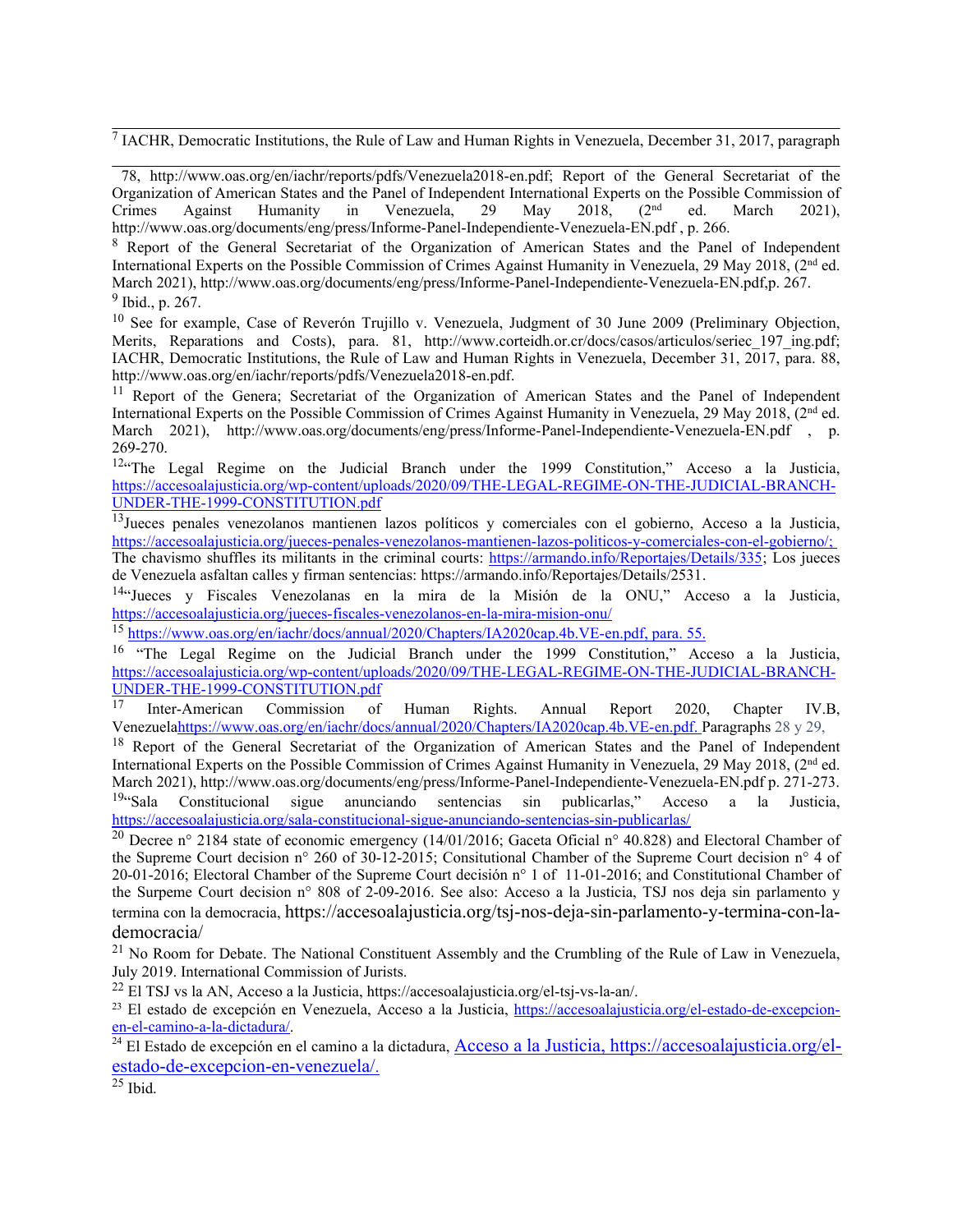[7] IACHR, Democratic Institutions, the Rule of Law and Human Rights in Venezuela, December 31, 2017, paragraph 78, http://www.oas.org/en/iachr/reports/pdfs/Venezuela2018-en.pdf; Report of the General Secretariat of the Organization of American States and the Panel of Independent International Experts on the Possible Commission of Crimes Against Humanity in Venezuela, 29 May 2018, (2nd ed. March 2021), http://www.oas.org/documents/eng/press/Informe-Panel-Independiente-Venezuela-EN.pdf , p. 266.

[8] Report of the General Secretariat of the Organization of American States and the Panel of Independent International Experts on the Possible Commission of Crimes Against Humanity in Venezuela, 29 May 2018, (2nd ed. March 2021), http://www.oas.org/documents/eng/press/Informe-Panel-Independiente-Venezuela-EN.pdf,p. 267.

[9] Ibid., p. 267.

[10] See for example, Case of Reverón Trujillo v. Venezuela, Judgment of 30 June 2009 (Preliminary Objection, Merits, Reparations and Costs), para. 81, http://www.corteidh.or.cr/docs/casos/articulos/seriec_197_ing.pdf; IACHR, Democratic Institutions, the Rule of Law and Human Rights in Venezuela, December 31, 2017, para. 88, http://www.oas.org/en/iachr/reports/pdfs/Venezuela2018-en.pdf.

[11] Report of the Genera; Secretariat of the Organization of American States and the Panel of Independent International Experts on the Possible Commission of Crimes Against Humanity in Venezuela, 29 May 2018, (2nd ed. March 2021), http://www.oas.org/documents/eng/press/Informe-Panel-Independiente-Venezuela-EN.pdf , p. 269-270.

[12] "The Legal Regime on the Judicial Branch under the 1999 Constitution," Acceso a la Justicia, https://accesoalajusticia.org/wp-content/uploads/2020/09/THE-LEGAL-REGIME-ON-THE-JUDICIAL-BRANCH-UNDER-THE-1999-CONSTITUTION.pdf

[13] Jueces penales venezolanos mantienen lazos políticos y comerciales con el gobierno, Acceso a la Justicia, https://accesoalajusticia.org/jueces-penales-venezolanos-mantienen-lazos-politicos-y-comerciales-con-el-gobierno/; The chavismo shuffles its militants in the criminal courts: https://armando.info/Reportajes/Details/335; Los jueces de Venezuela asfaltan calles y firman sentencias: https://armando.info/Reportajes/Details/2531.

[14] "Jueces y Fiscales Venezolanas en la mira de la Misión de la ONU," Acceso a la Justicia, https://accesoalajusticia.org/jueces-fiscales-venezolanos-en-la-mira-mision-onu/

[15] https://www.oas.org/en/iachr/docs/annual/2020/Chapters/IA2020cap.4b.VE-en.pdf, para. 55.

[16] "The Legal Regime on the Judicial Branch under the 1999 Constitution," Acceso a la Justicia, https://accesoalajusticia.org/wp-content/uploads/2020/09/THE-LEGAL-REGIME-ON-THE-JUDICIAL-BRANCH-UNDER-THE-1999-CONSTITUTION.pdf

[17] Inter-American Commission of Human Rights. Annual Report 2020, Chapter IV.B, Venezuelahttps://www.oas.org/en/iachr/docs/annual/2020/Chapters/IA2020cap.4b.VE-en.pdf. Paragraphs 28 y 29,

[18] Report of the General Secretariat of the Organization of American States and the Panel of Independent International Experts on the Possible Commission of Crimes Against Humanity in Venezuela, 29 May 2018, (2nd ed. March 2021), http://www.oas.org/documents/eng/press/Informe-Panel-Independiente-Venezuela-EN.pdf p. 271-273.

[19] "Sala Constitucional sigue anunciando sentencias sin publicarlas," Acceso a la Justicia, https://accesoalajusticia.org/sala-constitucional-sigue-anunciando-sentencias-sin-publicarlas/

[20] Decree n° 2184 state of economic emergency (14/01/2016; Gaceta Oficial n° 40.828) and Electoral Chamber of the Supreme Court decision n° 260 of 30-12-2015; Consitutional Chamber of the Supreme Court decision n° 4 of 20-01-2016; Electoral Chamber of the Supreme Court decisión n° 1 of 11-01-2016; and Constitutional Chamber of the Surpeme Court decision n° 808 of 2-09-2016. See also: Acceso a la Justicia, TSJ nos deja sin parlamento y termina con la democracia, https://accesoalajusticia.org/tsj-nos-deja-sin-parlamento-y-termina-con-la-democracia/

[21] No Room for Debate. The National Constituent Assembly and the Crumbling of the Rule of Law in Venezuela, July 2019. International Commission of Jurists.

[22] El TSJ vs la AN, Acceso a la Justicia, https://accesoalajusticia.org/el-tsj-vs-la-an/.

[23] El estado de excepción en Venezuela, Acceso a la Justicia, https://accesoalajusticia.org/el-estado-de-excepcion-en-el-camino-a-la-dictadura/.

[24] El Estado de excepción en el camino a la dictadura, Acceso a la Justicia, https://accesoalajusticia.org/el-estado-de-excepcion-en-venezuela/.

[25] Ibid.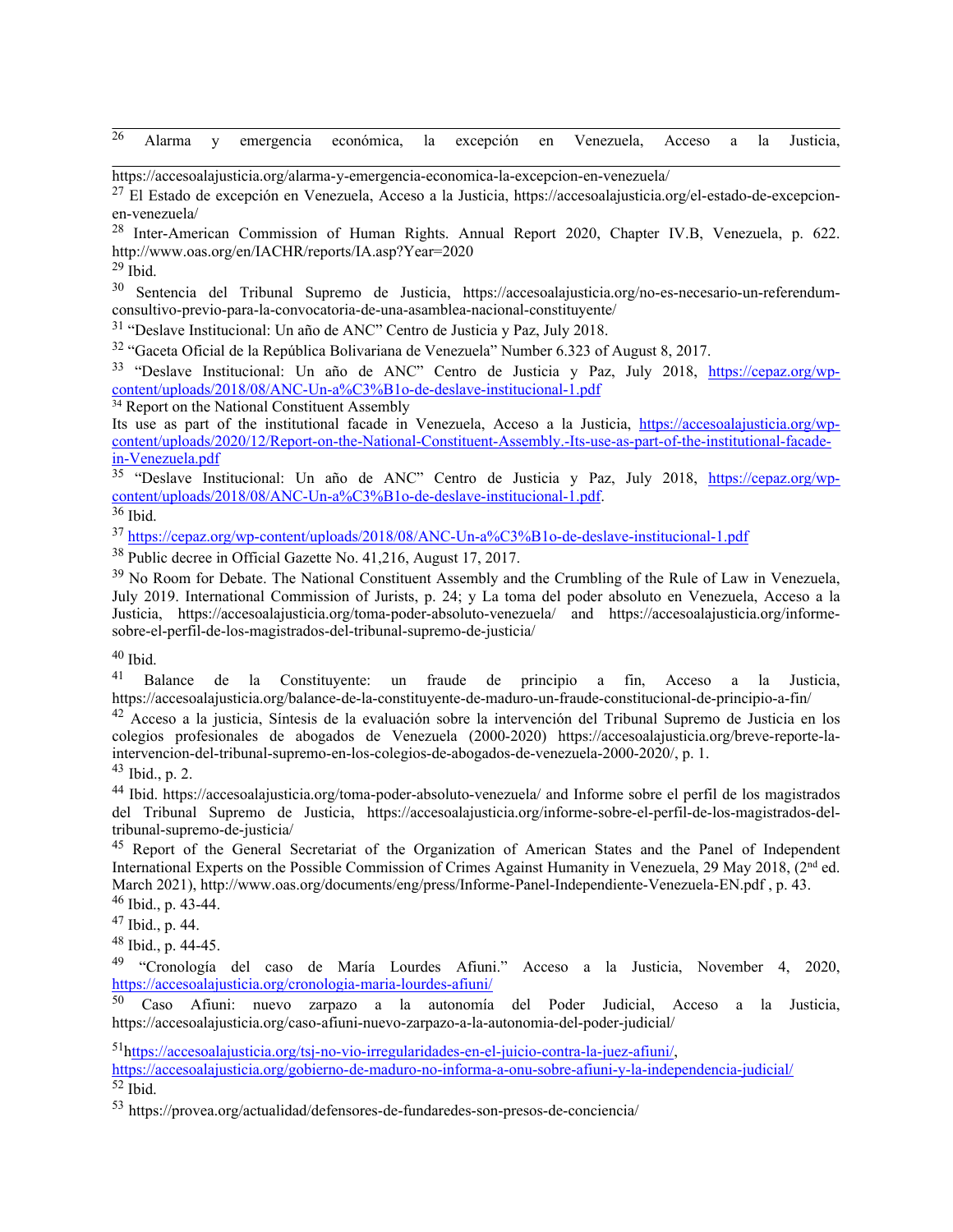[26] Alarma y emergencia económica, la excepción en Venezuela, Acceso a la Justicia, https://accesoalajusticia.org/alarma-y-emergencia-economica-la-excepcion-en-venezuela/

[27] El Estado de excepción en Venezuela, Acceso a la Justicia, https://accesoalajusticia.org/el-estado-de-excepcion-en-venezuela/

[28] Inter-American Commission of Human Rights. Annual Report 2020, Chapter IV.B, Venezuela, p. 622. http://www.oas.org/en/IACHR/reports/IA.asp?Year=2020

[29] Ibid.

[30] Sentencia del Tribunal Supremo de Justicia, https://accesoalajusticia.org/no-es-necesario-un-referendum-consultivo-previo-para-la-convocatoria-de-una-asamblea-nacional-constituyente/

[31] "Deslave Institucional: Un año de ANC" Centro de Justicia y Paz, July 2018.

[32] "Gaceta Oficial de la República Bolivariana de Venezuela" Number 6.323 of August 8, 2017.

[33] "Deslave Institucional: Un año de ANC" Centro de Justicia y Paz, July 2018, https://cepaz.org/wp-content/uploads/2018/08/ANC-Un-a%C3%B1o-de-deslave-institucional-1.pdf

[34] Report on the National Constituent Assembly
Its use as part of the institutional facade in Venezuela, Acceso a la Justicia, https://accesoalajusticia.org/wp-content/uploads/2020/12/Report-on-the-National-Constituent-Assembly.-Its-use-as-part-of-the-institutional-facade-in-Venezuela.pdf

[35] "Deslave Institucional: Un año de ANC" Centro de Justicia y Paz, July 2018, https://cepaz.org/wp-content/uploads/2018/08/ANC-Un-a%C3%B1o-de-deslave-institucional-1.pdf.

[36] Ibid.

[37] https://cepaz.org/wp-content/uploads/2018/08/ANC-Un-a%C3%B1o-de-deslave-institucional-1.pdf

[38] Public decree in Official Gazette No. 41,216, August 17, 2017.

[39] No Room for Debate. The National Constituent Assembly and the Crumbling of the Rule of Law in Venezuela, July 2019. International Commission of Jurists, p. 24; y La toma del poder absoluto en Venezuela, Acceso a la Justicia, https://accesoalajusticia.org/toma-poder-absoluto-venezuela/ and https://accesoalajusticia.org/informe-sobre-el-perfil-de-los-magistrados-del-tribunal-supremo-de-justicia/

[40] Ibid.

[41] Balance de la Constituyente: un fraude de principio a fin, Acceso a la Justicia, https://accesoalajusticia.org/balance-de-la-constituyente-de-maduro-un-fraude-constitucional-de-principio-a-fin/

[42] Acceso a la justicia, Síntesis de la evaluación sobre la intervención del Tribunal Supremo de Justicia en los colegios profesionales de abogados de Venezuela (2000-2020) https://accesoalajusticia.org/breve-reporte-la-intervencion-del-tribunal-supremo-en-los-colegios-de-abogados-de-venezuela-2000-2020/, p. 1.

[43] Ibid., p. 2.

[44] Ibid. https://accesoalajusticia.org/toma-poder-absoluto-venezuela/ and Informe sobre el perfil de los magistrados del Tribunal Supremo de Justicia, https://accesoalajusticia.org/informe-sobre-el-perfil-de-los-magistrados-del-tribunal-supremo-de-justicia/

[45] Report of the General Secretariat of the Organization of American States and the Panel of Independent International Experts on the Possible Commission of Crimes Against Humanity in Venezuela, 29 May 2018, (2nd ed. March 2021), http://www.oas.org/documents/eng/press/Informe-Panel-Independiente-Venezuela-EN.pdf , p. 43.

[46] Ibid., p. 43-44.

[47] Ibid., p. 44.

[48] Ibid., p. 44-45.

[49] "Cronología del caso de María Lourdes Afiuni." Acceso a la Justicia, November 4, 2020, https://accesoalajusticia.org/cronologia-maria-lourdes-afiuni/

[50] Caso Afiuni: nuevo zarpazo a la autonomía del Poder Judicial, Acceso a la Justicia, https://accesoalajusticia.org/caso-afiuni-nuevo-zarpazo-a-la-autonomia-del-poder-judicial/

[51] https://accesoalajusticia.org/tsj-no-vio-irregularidades-en-el-juicio-contra-la-juez-afiuni/, https://accesoalajusticia.org/gobierno-de-maduro-no-informa-a-onu-sobre-afiuni-y-la-independencia-judicial/

[52] Ibid.

[53] https://provea.org/actualidad/defensores-de-fundaredes-son-presos-de-conciencia/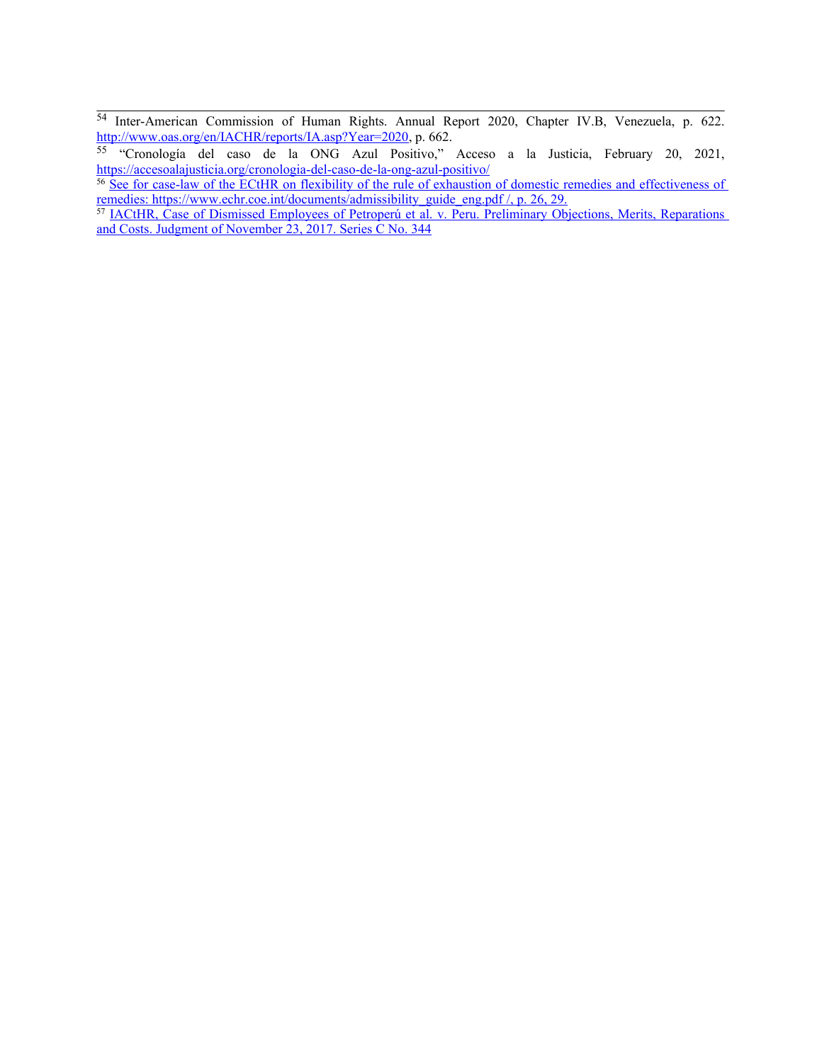[54] Inter-American Commission of Human Rights. Annual Report 2020, Chapter IV.B, Venezuela, p. 622. http://www.oas.org/en/IACHR/reports/IA.asp?Year=2020, p. 662.

[55] "Cronología del caso de la ONG Azul Positivo," Acceso a la Justicia, February 20, 2021, https://accesoalajusticia.org/cronologia-del-caso-de-la-ong-azul-positivo/

[56] See for case-law of the ECtHR on flexibility of the rule of exhaustion of domestic remedies and effectiveness of remedies: https://www.echr.coe.int/documents/admissibility_guide_eng.pdf /, p. 26, 29.

[57] IACtHR, Case of Dismissed Employees of Petroperú et al. v. Peru. Preliminary Objections, Merits, Reparations and Costs. Judgment of November 23, 2017. Series C No. 344